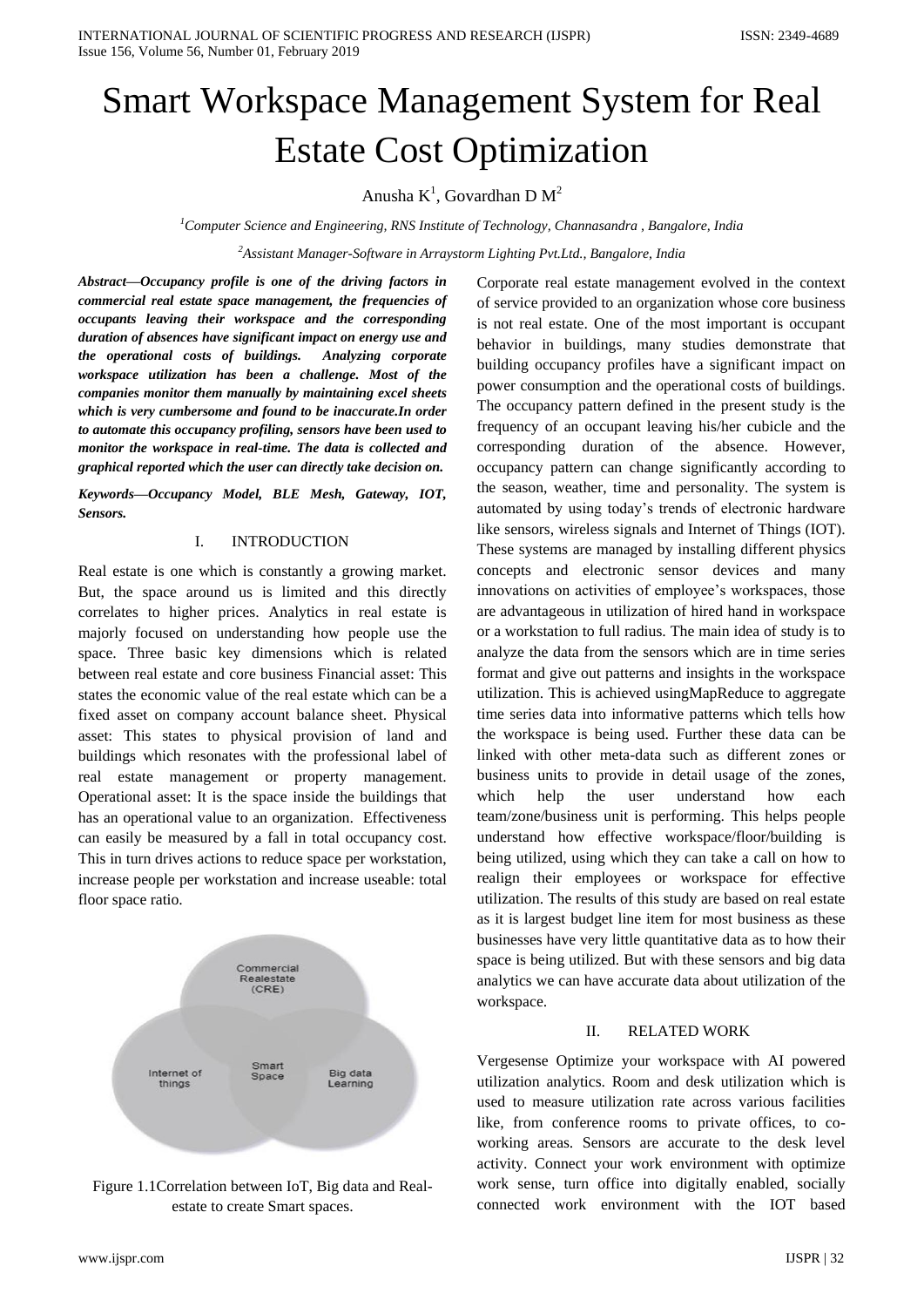# Smart Workspace Management System for Real Estate Cost Optimization

Anusha K[1], Govardhan D M[2]

[1]*Computer Science and Engineering, RNS Institute of Technology, Channasandra , Bangalore, India*

[2]*Assistant Manager-Software in Arraystorm Lighting Pvt.Ltd., Bangalore, India*

***Abstract—Occupancy profile is one of the driving factors in commercial real estate space management, the frequencies of occupants leaving their workspace and the corresponding duration of absences have significant impact on energy use and the operational costs of buildings. Analyzing corporate workspace utilization has been a challenge. Most of the companies monitor them manually by maintaining excel sheets which is very cumbersome and found to be inaccurate.In order to automate this occupancy profiling, sensors have been used to monitor the workspace in real-time. The data is collected and graphical reported which the user can directly take decision on.***

***Keywords—Occupancy Model, BLE Mesh, Gateway, IOT, Sensors.***

## I. INTRODUCTION

Real estate is one which is constantly a growing market. But, the space around us is limited and this directly correlates to higher prices. Analytics in real estate is majorly focused on understanding how people use the space. Three basic key dimensions which is related between real estate and core business Financial asset: This states the economic value of the real estate which can be a fixed asset on company account balance sheet. Physical asset: This states to physical provision of land and buildings which resonates with the professional label of real estate management or property management. Operational asset: It is the space inside the buildings that has an operational value to an organization. Effectiveness can easily be measured by a fall in total occupancy cost. This in turn drives actions to reduce space per workstation, increase people per workstation and increase useable: total floor space ratio.

Figure 1.1Correlation between IoT, Big data and Real-estate to create Smart spaces.

Corporate real estate management evolved in the context of service provided to an organization whose core business is not real estate. One of the most important is occupant behavior in buildings, many studies demonstrate that building occupancy profiles have a significant impact on power consumption and the operational costs of buildings. The occupancy pattern defined in the present study is the frequency of an occupant leaving his/her cubicle and the corresponding duration of the absence. However, occupancy pattern can change significantly according to the season, weather, time and personality. The system is automated by using today's trends of electronic hardware like sensors, wireless signals and Internet of Things (IOT). These systems are managed by installing different physics concepts and electronic sensor devices and many innovations on activities of employee's workspaces, those are advantageous in utilization of hired hand in workspace or a workstation to full radius. The main idea of study is to analyze the data from the sensors which are in time series format and give out patterns and insights in the workspace utilization. This is achieved usingMapReduce to aggregate time series data into informative patterns which tells how the workspace is being used. Further these data can be linked with other meta-data such as different zones or business units to provide in detail usage of the zones, which help the user understand how each team/zone/business unit is performing. This helps people understand how effective workspace/floor/building is being utilized, using which they can take a call on how to realign their employees or workspace for effective utilization. The results of this study are based on real estate as it is largest budget line item for most business as these businesses have very little quantitative data as to how their space is being utilized. But with these sensors and big data analytics we can have accurate data about utilization of the workspace.

## II. RELATED WORK

Vergesense Optimize your workspace with AI powered utilization analytics. Room and desk utilization which is used to measure utilization rate across various facilities like, from conference rooms to private offices, to co-working areas. Sensors are accurate to the desk level activity. Connect your work environment with optimize work sense, turn office into digitally enabled, socially connected work environment with the IOT based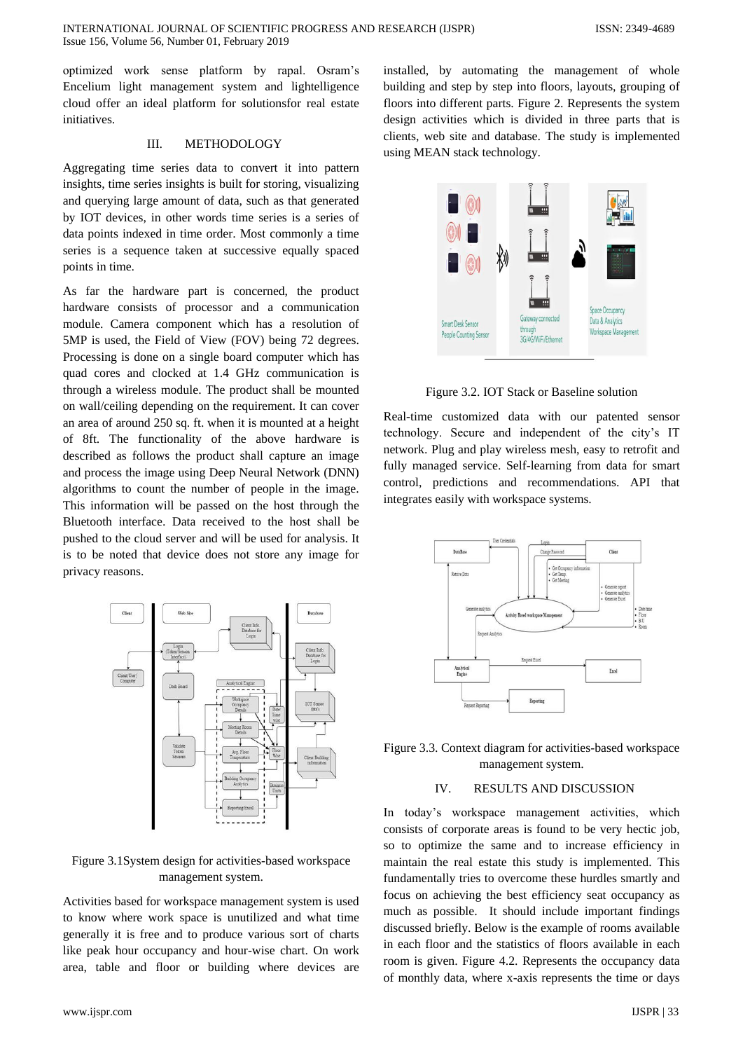optimized work sense platform by rapal. Osram's Encelium light management system and lightelligence cloud offer an ideal platform for solutionsfor real estate initiatives.

## III. METHODOLOGY

Aggregating time series data to convert it into pattern insights, time series insights is built for storing, visualizing and querying large amount of data, such as that generated by IOT devices, in other words time series is a series of data points indexed in time order. Most commonly a time series is a sequence taken at successive equally spaced points in time.

As far the hardware part is concerned, the product hardware consists of processor and a communication module. Camera component which has a resolution of 5MP is used, the Field of View (FOV) being 72 degrees. Processing is done on a single board computer which has quad cores and clocked at 1.4 GHz communication is through a wireless module. The product shall be mounted on wall/ceiling depending on the requirement. It can cover an area of around 250 sq. ft. when it is mounted at a height of 8ft. The functionality of the above hardware is described as follows the product shall capture an image and process the image using Deep Neural Network (DNN) algorithms to count the number of people in the image. This information will be passed on the host through the Bluetooth interface. Data received to the host shall be pushed to the cloud server and will be used for analysis. It is to be noted that device does not store any image for privacy reasons.

Figure 3.1System design for activities-based workspace management system.

Activities based for workspace management system is used to know where work space is unutilized and what time generally it is free and to produce various sort of charts like peak hour occupancy and hour-wise chart. On work area, table and floor or building where devices are installed, by automating the management of whole building and step by step into floors, layouts, grouping of floors into different parts. Figure 2. Represents the system design activities which is divided in three parts that is clients, web site and database. The study is implemented using MEAN stack technology.

Figure 3.2. IOT Stack or Baseline solution

Real-time customized data with our patented sensor technology. Secure and independent of the city's IT network. Plug and play wireless mesh, easy to retrofit and fully managed service. Self-learning from data for smart control, predictions and recommendations. API that integrates easily with workspace systems.

Figure 3.3. Context diagram for activities-based workspace management system.

## IV. RESULTS AND DISCUSSION

In today's workspace management activities, which consists of corporate areas is found to be very hectic job, so to optimize the same and to increase efficiency in maintain the real estate this study is implemented. This fundamentally tries to overcome these hurdles smartly and focus on achieving the best efficiency seat occupancy as much as possible. It should include important findings discussed briefly. Below is the example of rooms available in each floor and the statistics of floors available in each room is given. Figure 4.2. Represents the occupancy data of monthly data, where x-axis represents the time or days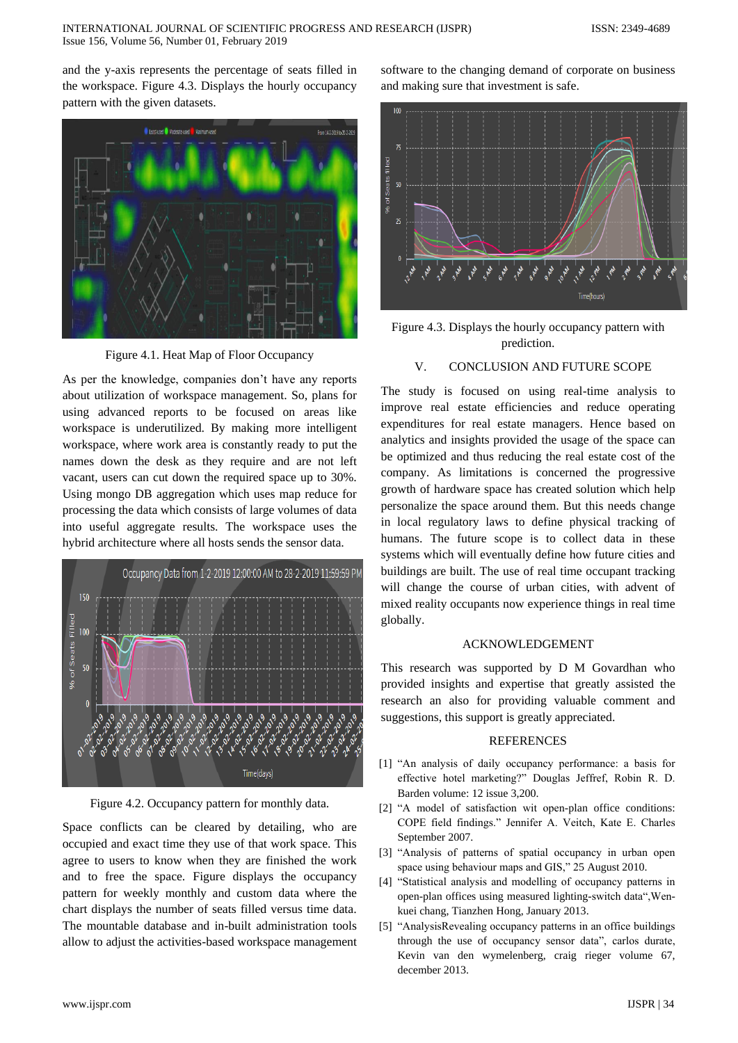and the y-axis represents the percentage of seats filled in the workspace. Figure 4.3. Displays the hourly occupancy pattern with the given datasets.

Figure 4.1. Heat Map of Floor Occupancy

As per the knowledge, companies don't have any reports about utilization of workspace management. So, plans for using advanced reports to be focused on areas like workspace is underutilized. By making more intelligent workspace, where work area is constantly ready to put the names down the desk as they require and are not left vacant, users can cut down the required space up to 30%. Using mongo DB aggregation which uses map reduce for processing the data which consists of large volumes of data into useful aggregate results. The workspace uses the hybrid architecture where all hosts sends the sensor data.

Figure 4.2. Occupancy pattern for monthly data.

Space conflicts can be cleared by detailing, who are occupied and exact time they use of that work space. This agree to users to know when they are finished the work and to free the space. Figure displays the occupancy pattern for weekly monthly and custom data where the chart displays the number of seats filled versus time data. The mountable database and in-built administration tools allow to adjust the activities-based workspace management software to the changing demand of corporate on business and making sure that investment is safe.

Figure 4.3. Displays the hourly occupancy pattern with prediction.

## V. CONCLUSION AND FUTURE SCOPE

The study is focused on using real-time analysis to improve real estate efficiencies and reduce operating expenditures for real estate managers. Hence based on analytics and insights provided the usage of the space can be optimized and thus reducing the real estate cost of the company. As limitations is concerned the progressive growth of hardware space has created solution which help personalize the space around them. But this needs change in local regulatory laws to define physical tracking of humans. The future scope is to collect data in these systems which will eventually define how future cities and buildings are built. The use of real time occupant tracking will change the course of urban cities, with advent of mixed reality occupants now experience things in real time globally.

## ACKNOWLEDGEMENT

This research was supported by D M Govardhan who provided insights and expertise that greatly assisted the research an also for providing valuable comment and suggestions, this support is greatly appreciated.

## REFERENCES

[1] "An analysis of daily occupancy performance: a basis for effective hotel marketing?" Douglas Jeffref, Robin R. D. Barden volume: 12 issue 3,200.

[2] "A model of satisfaction wit open-plan office conditions: COPE field findings." Jennifer A. Veitch, Kate E. Charles September 2007.

[3] "Analysis of patterns of spatial occupancy in urban open space using behaviour maps and GIS," 25 August 2010.

[4] "Statistical analysis and modelling of occupancy patterns in open-plan offices using measured lighting-switch data",Wen-kuei chang, Tianzhen Hong, January 2013.

[5] "AnalysisRevealing occupancy patterns in an office buildings through the use of occupancy sensor data", carlos durate, Kevin van den wymelenberg, craig rieger volume 67, december 2013.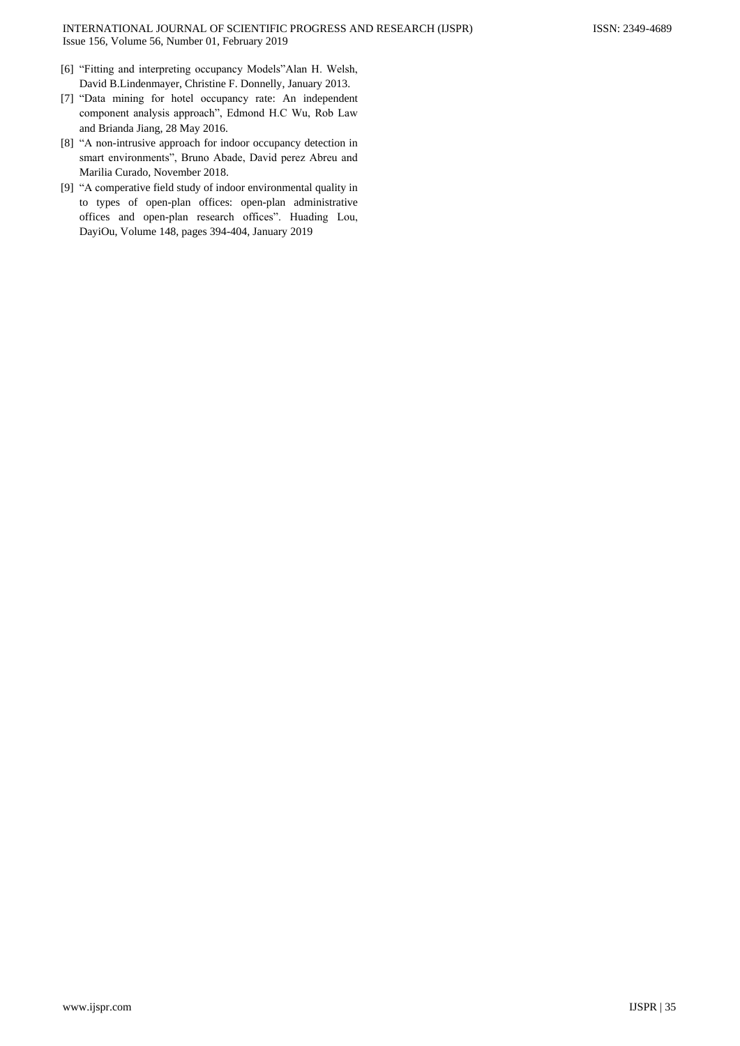[6] "Fitting and interpreting occupancy Models"Alan H. Welsh, David B.Lindenmayer, Christine F. Donnelly, January 2013.

[7] "Data mining for hotel occupancy rate: An independent component analysis approach", Edmond H.C Wu, Rob Law and Brianda Jiang, 28 May 2016.

[8] "A non-intrusive approach for indoor occupancy detection in smart environments", Bruno Abade, David perez Abreu and Marilia Curado, November 2018.

[9] "A comperative field study of indoor environmental quality in to types of open-plan offices: open-plan administrative offices and open-plan research offices". Huading Lou, DayiOu, Volume 148, pages 394-404, January 2019